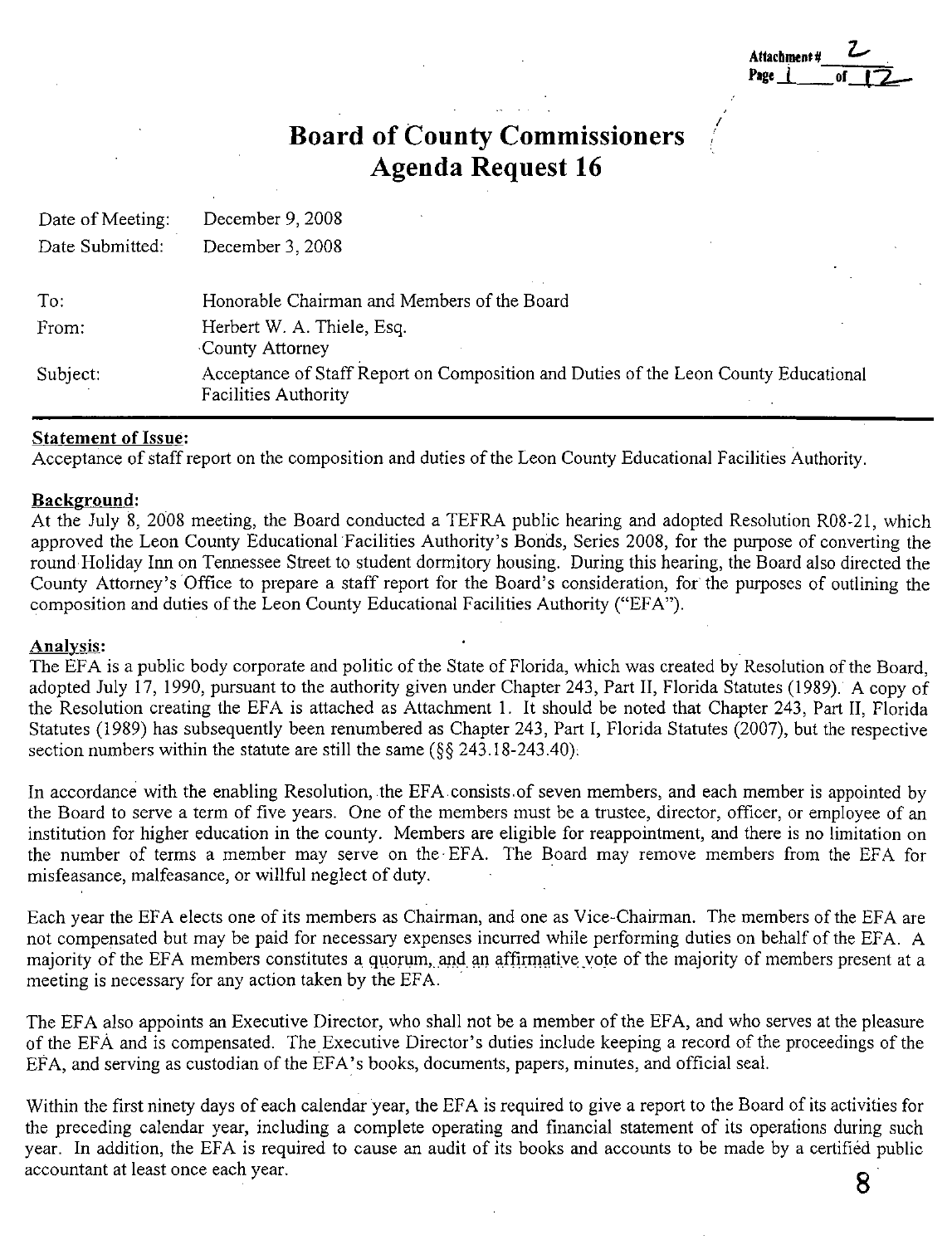# Board of County Commissioners
# Agenda Request 16

| | |
|---|---|
| Date of Meeting: | December 9, 2008 |
| Date Submitted: | December 3, 2008 |
| To: | Honorable Chairman and Members of the Board |
| From: | Herbert W. A. Thiele, Esq.<br>County Attorney |
| Subject: | Acceptance of Staff Report on Composition and Duties of the Leon County Educational Facilities Authority |

**Statement of Issue:**
Acceptance of staff report on the composition and duties of the Leon County Educational Facilities Authority.

**Background:**
At the July 8, 2008 meeting, the Board conducted a TEFRA public hearing and adopted Resolution R08-21, which approved the Leon County Educational Facilities Authority's Bonds, Series 2008, for the purpose of converting the round Holiday Inn on Tennessee Street to student dormitory housing. During this hearing, the Board also directed the County Attorney's Office to prepare a staff report for the Board's consideration, for the purposes of outlining the composition and duties of the Leon County Educational Facilities Authority ("EFA").

**Analysis:**
The EFA is a public body corporate and politic of the State of Florida, which was created by Resolution of the Board, adopted July 17, 1990, pursuant to the authority given under Chapter 243, Part II, Florida Statutes (1989). A copy of the Resolution creating the EFA is attached as Attachment 1. It should be noted that Chapter 243, Part II, Florida Statutes (1989) has subsequently been renumbered as Chapter 243, Part I, Florida Statutes (2007), but the respective section numbers within the statute are still the same (§§ 243.18-243.40).

In accordance with the enabling Resolution, the EFA consists of seven members, and each member is appointed by the Board to serve a term of five years. One of the members must be a trustee, director, officer, or employee of an institution for higher education in the county. Members are eligible for reappointment, and there is no limitation on the number of terms a member may serve on the EFA. The Board may remove members from the EFA for misfeasance, malfeasance, or willful neglect of duty.

Each year the EFA elects one of its members as Chairman, and one as Vice-Chairman. The members of the EFA are not compensated but may be paid for necessary expenses incurred while performing duties on behalf of the EFA. A majority of the EFA members constitutes a quorum, and an affirmative vote of the majority of members present at a meeting is necessary for any action taken by the EFA.

The EFA also appoints an Executive Director, who shall not be a member of the EFA, and who serves at the pleasure of the EFA and is compensated. The Executive Director's duties include keeping a record of the proceedings of the EFA, and serving as custodian of the EFA's books, documents, papers, minutes, and official seal.

Within the first ninety days of each calendar year, the EFA is required to give a report to the Board of its activities for the preceding calendar year, including a complete operating and financial statement of its operations during such year. In addition, the EFA is required to cause an audit of its books and accounts to be made by a certified public accountant at least once each year.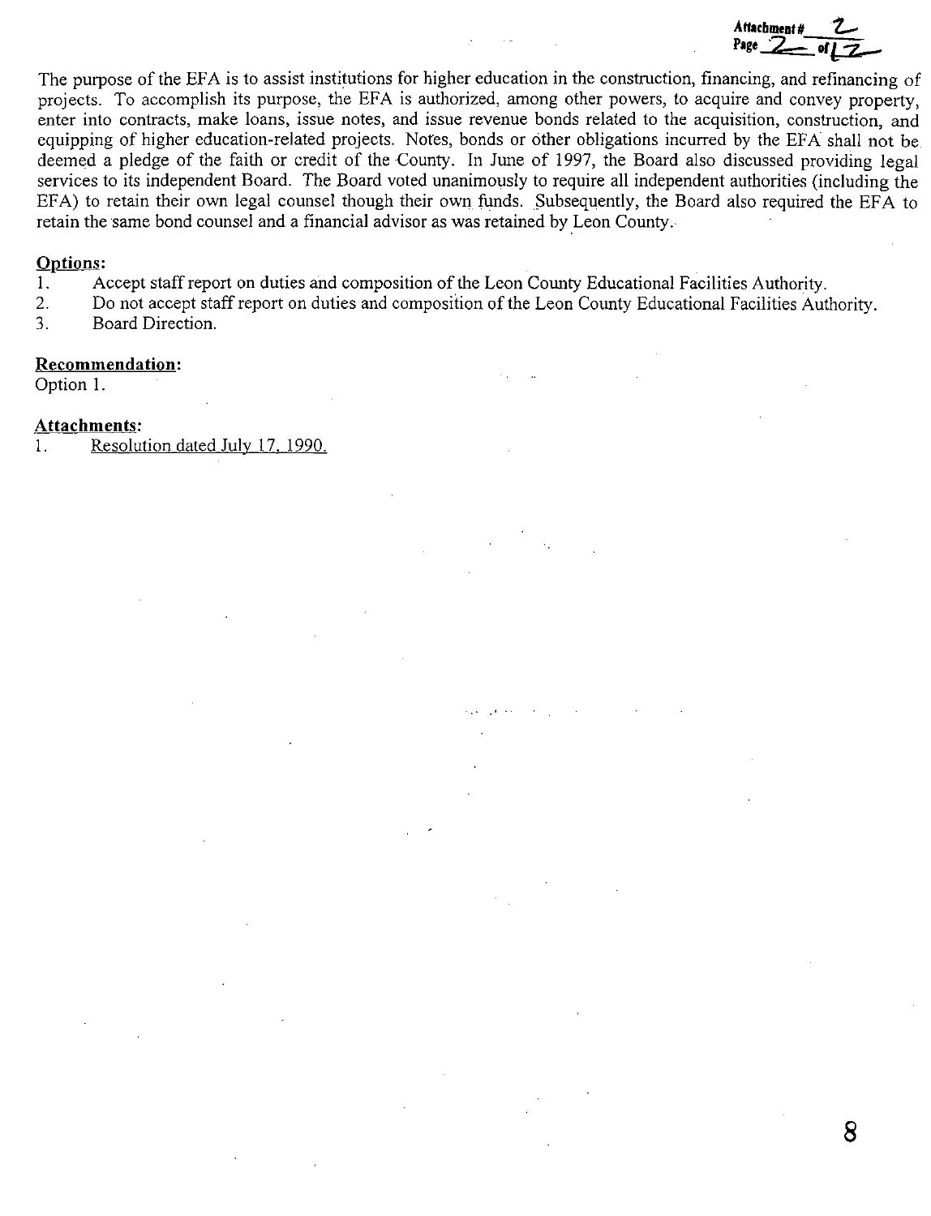The purpose of the EFA is to assist institutions for higher education in the construction, financing, and refinancing of projects. To accomplish its purpose, the EFA is authorized, among other powers, to acquire and convey property, enter into contracts, make loans, issue notes, and issue revenue bonds related to the acquisition, construction, and equipping of higher education-related projects. Notes, bonds or other obligations incurred by the EFA shall not be deemed a pledge of the faith or credit of the County. In June of 1997, the Board also discussed providing legal services to its independent Board. The Board voted unanimously to require all independent authorities (including the EFA) to retain their own legal counsel though their own funds. Subsequently, the Board also required the EFA to retain the same bond counsel and a financial advisor as was retained by Leon County.

**Options:**

1. Accept staff report on duties and composition of the Leon County Educational Facilities Authority.
2. Do not accept staff report on duties and composition of the Leon County Educational Facilities Authority.
3. Board Direction.

**Recommendation:**

Option 1.

**Attachments:**

1. Resolution dated July 17, 1990.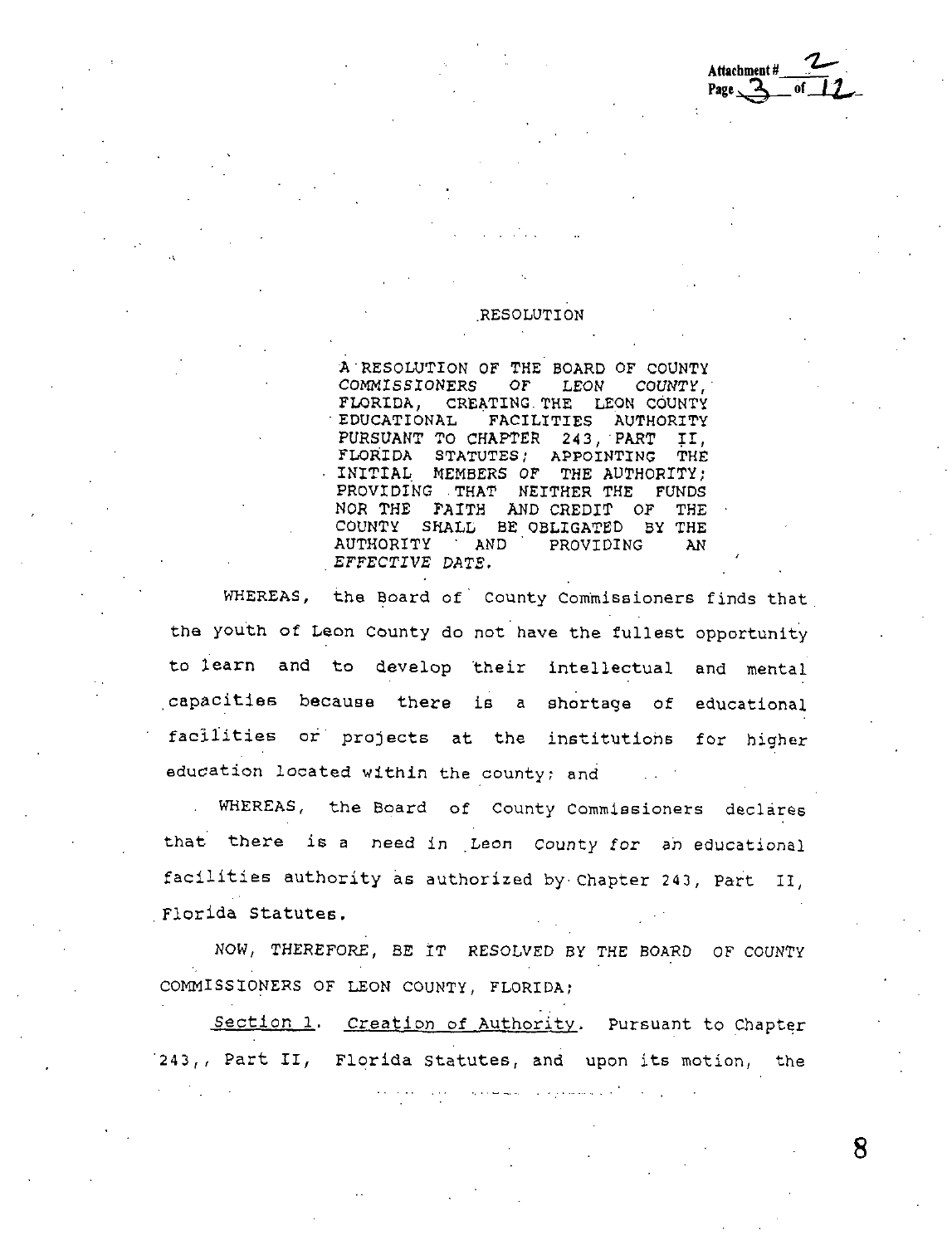# RESOLUTION

A RESOLUTION OF THE BOARD OF COUNTY COMMISSIONERS OF LEON COUNTY, FLORIDA, CREATING THE LEON COUNTY EDUCATIONAL FACILITIES AUTHORITY PURSUANT TO CHAPTER 243, PART II, FLORIDA STATUTES; APPOINTING THE INITIAL MEMBERS OF THE AUTHORITY; PROVIDING THAT NEITHER THE FUNDS NOR THE FAITH AND CREDIT OF THE COUNTY SHALL BE OBLIGATED BY THE AUTHORITY AND PROVIDING AN EFFECTIVE DATE.

WHEREAS, the Board of County Commissioners finds that the youth of Leon County do not have the fullest opportunity to learn and to develop their intellectual and mental capacities because there is a shortage of educational facilities or projects at the institutions for higher education located within the county; and

WHEREAS, the Board of County Commissioners declares that there is a need in Leon County for an educational facilities authority as authorized by Chapter 243, Part II, Florida Statutes.

NOW, THEREFORE, BE IT RESOLVED BY THE BOARD OF COUNTY COMMISSIONERS OF LEON COUNTY, FLORIDA;

Section 1. Creation of Authority. Pursuant to Chapter 243,, Part II, Florida Statutes, and upon its motion, the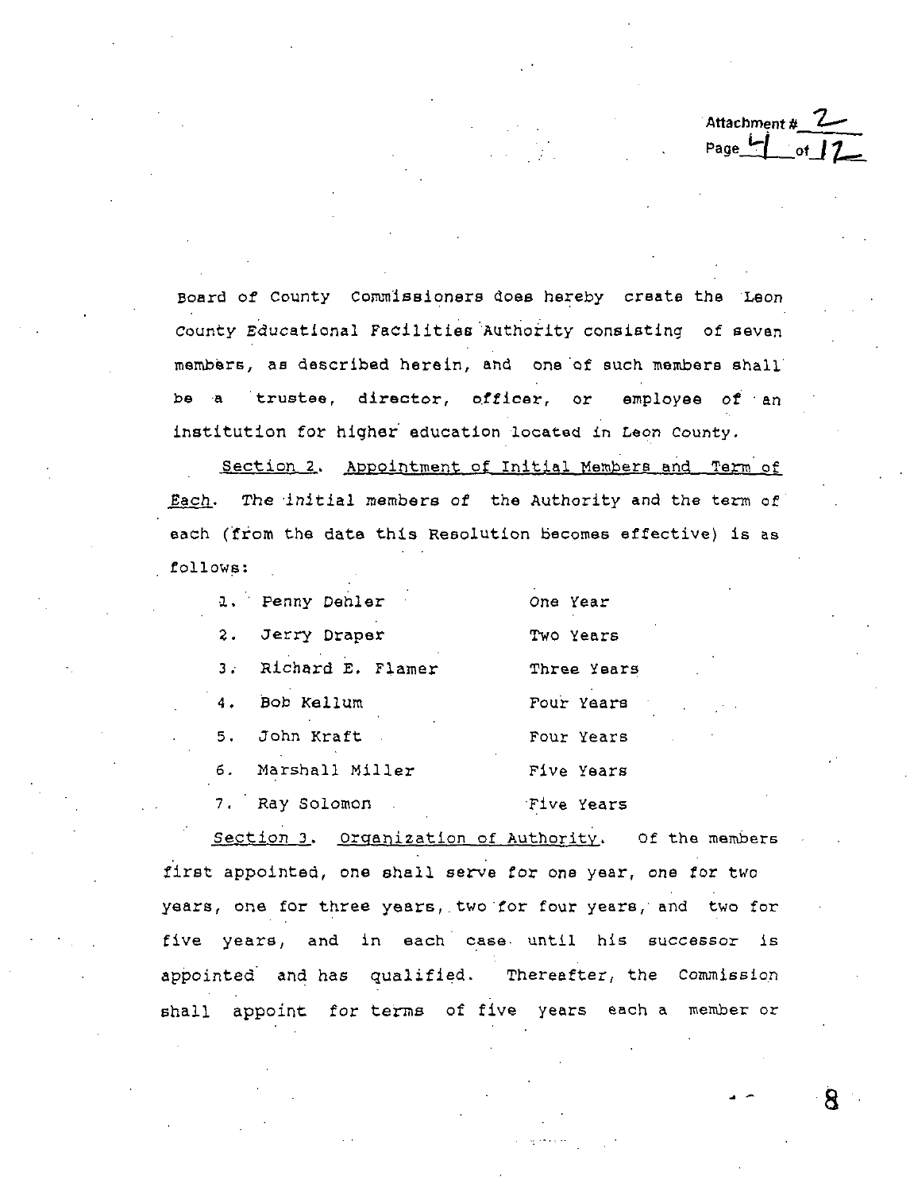Board of County Commissioners does hereby create the Leon County Educational Facilities Authority consisting of seven members, as described herein, and one of such members shall be a trustee, director, officer, or employee of an institution for higher education located in Leon County.

<u>Section 2</u>. <u>Appointment of Initial Members and Term of Each</u>. The initial members of the Authority and the term of each (from the date this Resolution becomes effective) is as follows:

| | Name | Term |
|---|---|---|
| 1. | Penny Dehler | One Year |
| 2. | Jerry Draper | Two Years |
| 3. | Richard E. Flamer | Three Years |
| 4. | Bob Kellum | Four Years |
| 5. | John Kraft | Four Years |
| 6. | Marshall Miller | Five Years |
| 7. | Ray Solomon | Five Years |

<u>Section 3</u>. <u>Organization of Authority</u>. Of the members first appointed, one shall serve for one year, one for two years, one for three years, two for four years, and two for five years, and in each case until his successor is appointed and has qualified. Thereafter, the Commission shall appoint for terms of five years each a member or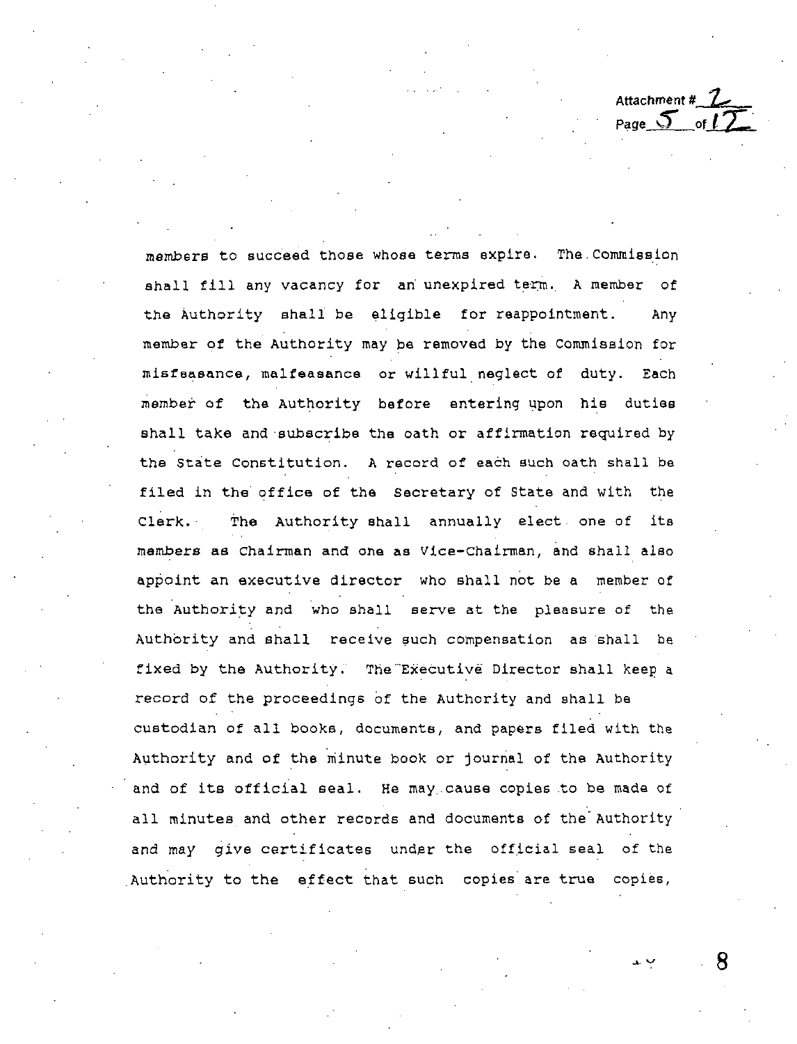members to succeed those whose terms expire. The Commission shall fill any vacancy for an unexpired term. A member of the Authority shall be eligible for reappointment. Any member of the Authority may be removed by the Commission for misfeasance, malfeasance or willful neglect of duty. Each member of the Authority before entering upon his duties shall take and subscribe the oath or affirmation required by the State Constitution. A record of each such oath shall be filed in the office of the Secretary of State and with the Clerk. The Authority shall annually elect one of its members as Chairman and one as Vice-Chairman, and shall also appoint an executive director who shall not be a member of the Authority and who shall serve at the pleasure of the Authority and shall receive such compensation as shall be fixed by the Authority. The Executive Director shall keep a record of the proceedings of the Authority and shall be custodian of all books, documents, and papers filed with the Authority and of the minute book or journal of the Authority and of its official seal. He may cause copies to be made of all minutes and other records and documents of the Authority and may give certificates under the official seal of the Authority to the effect that such copies are true copies,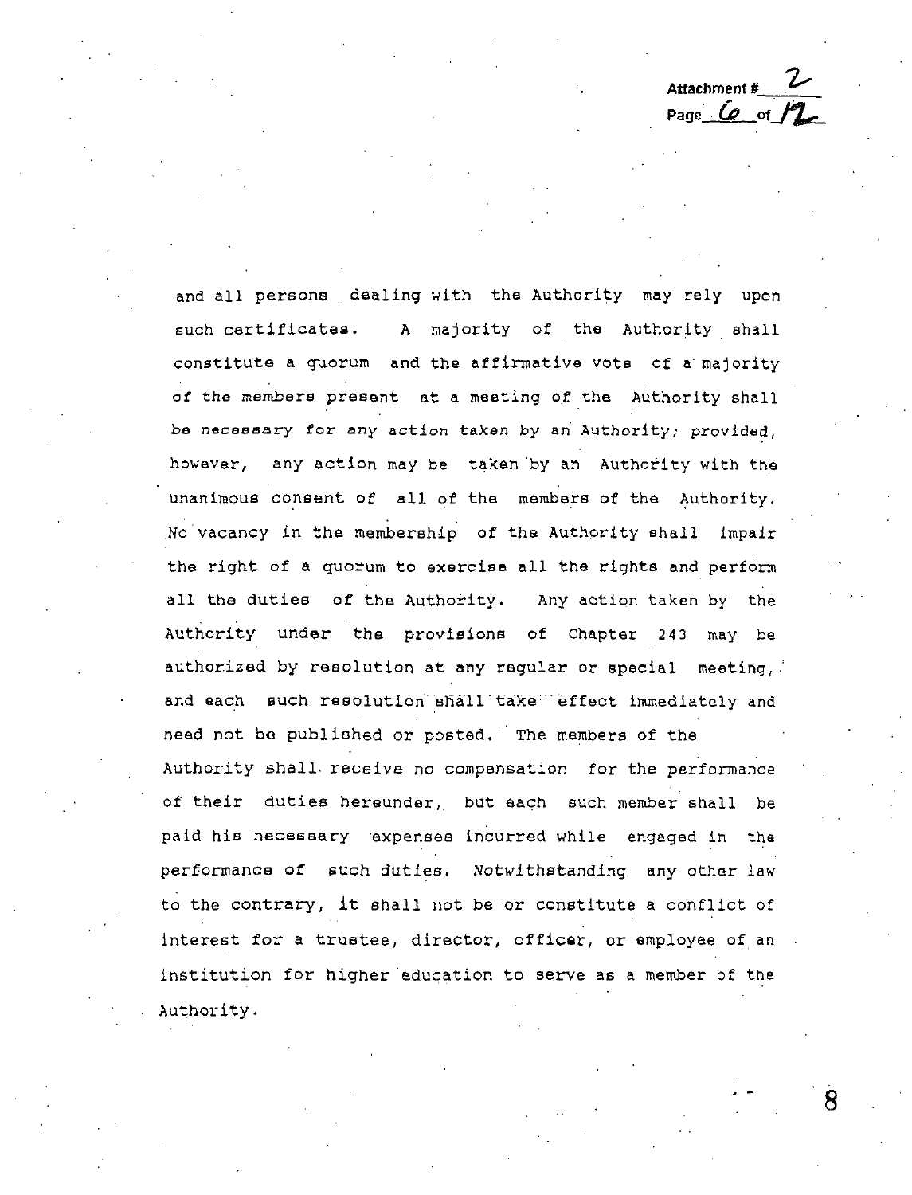and all persons dealing with the Authority may rely upon such certificates. A majority of the Authority shall constitute a quorum and the affirmative vote of a majority of the members present at a meeting of the Authority shall be necessary for any action taken by an Authority; provided, however, any action may be taken by an Authority with the unanimous consent of all of the members of the Authority. No vacancy in the membership of the Authority shall impair the right of a quorum to exercise all the rights and perform all the duties of the Authority. Any action taken by the Authority under the provisions of Chapter 243 may be authorized by resolution at any regular or special meeting, and each such resolution shall take effect immediately and need not be published or posted. The members of the Authority shall receive no compensation for the performance of their duties hereunder, but each such member shall be paid his necessary expenses incurred while engaged in the performance of such duties. Notwithstanding any other law to the contrary, it shall not be or constitute a conflict of interest for a trustee, director, officer, or employee of an institution for higher education to serve as a member of the Authority.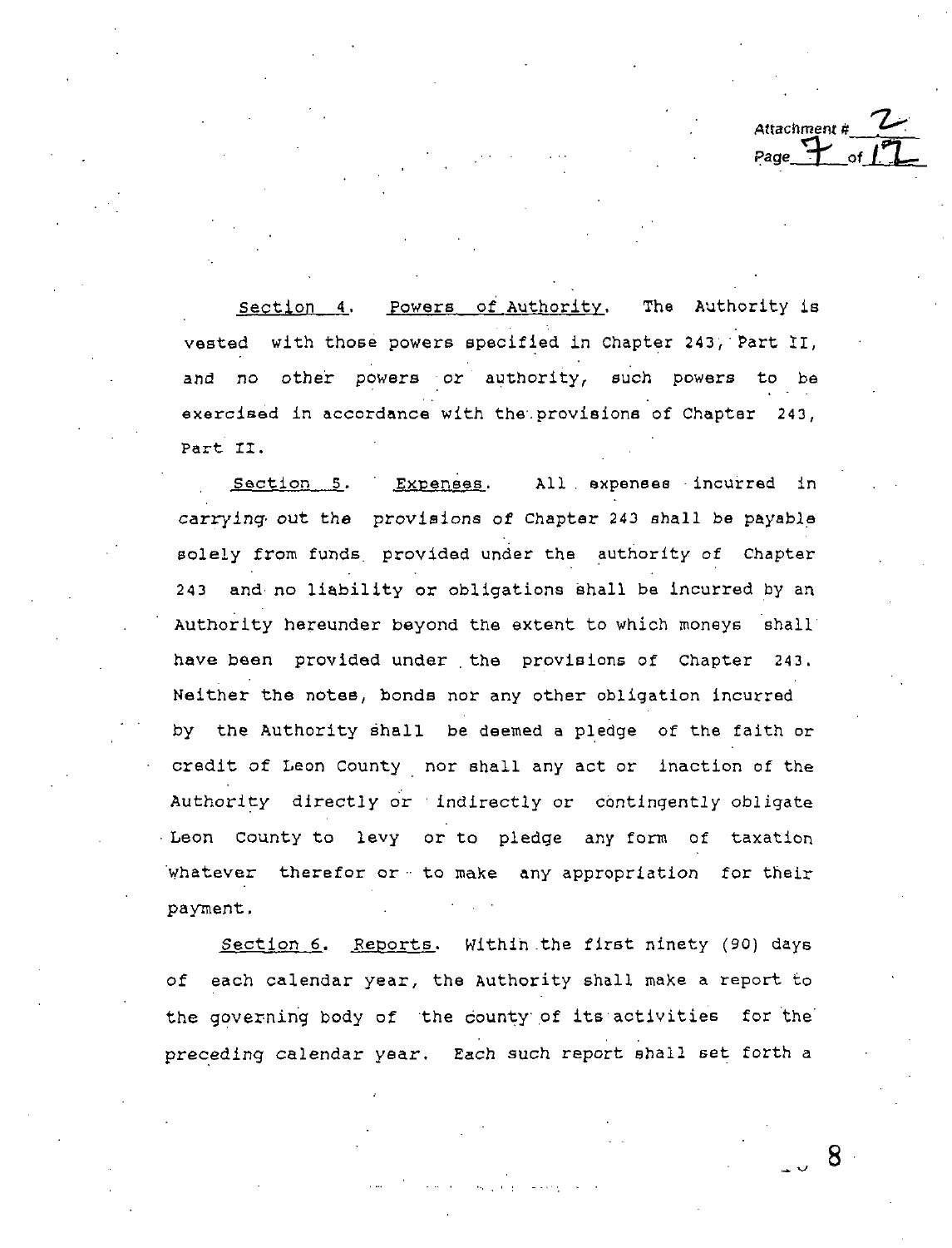Section 4. Powers of Authority. The Authority is vested with those powers specified in Chapter 243, Part II, and no other powers or authority, such powers to be exercised in accordance with the provisions of Chapter 243, Part II.

Section 5. Expenses. All expenses incurred in carrying out the provisions of Chapter 243 shall be payable solely from funds provided under the authority of Chapter 243 and no liability or obligations shall be incurred by an Authority hereunder beyond the extent to which moneys shall have been provided under the provisions of Chapter 243. Neither the notes, bonds nor any other obligation incurred by the Authority shall be deemed a pledge of the faith or credit of Leon County nor shall any act or inaction of the Authority directly or indirectly or contingently obligate Leon County to levy or to pledge any form of taxation whatever therefor or to make any appropriation for their payment.

Section 6. Reports. Within the first ninety (90) days of each calendar year, the Authority shall make a report to the governing body of the county of its activities for the preceding calendar year. Each such report shall set forth a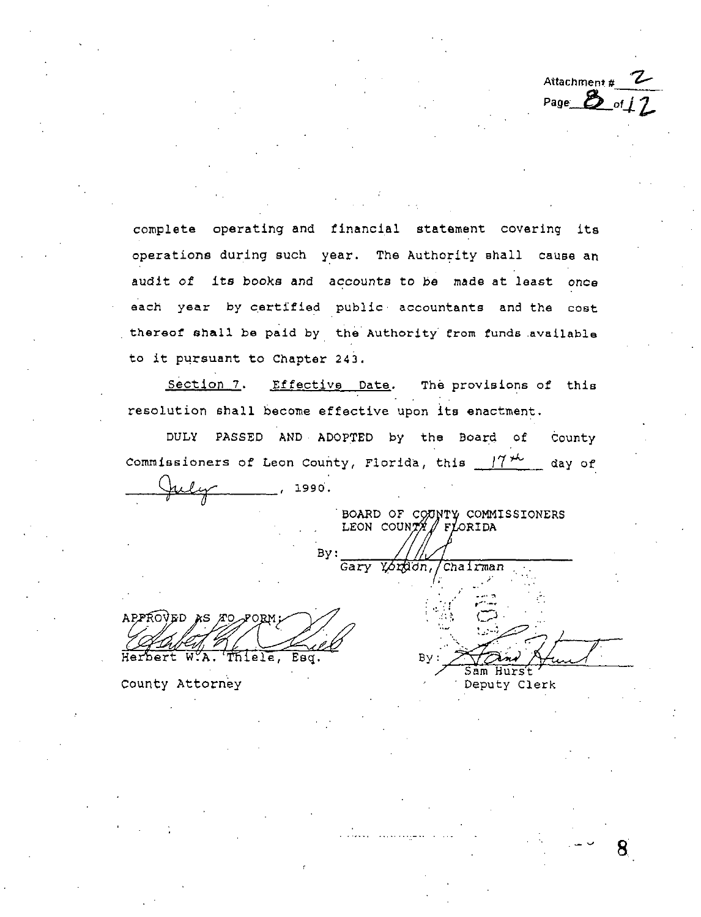complete operating and financial statement covering its operations during such year. The Authority shall cause an audit of its books and accounts to be made at least once each year by certified public accountants and the cost thereof shall be paid by the Authority from funds available to it pursuant to Chapter 243.

Section 7. Effective Date. The provisions of this resolution shall become effective upon its enactment.

DULY PASSED AND ADOPTED by the Board of County Commissioners of Leon County, Florida, this 17th day of July, 1990.

BOARD OF COUNTY COMMISSIONERS
LEON COUNTY, FLORIDA

By: ______________________________
Gary Yordon, Chairman

APPROVED AS TO FORM:

______________________________
Herbert W.A. Thiele, Esq.
County Attorney

By: ______________________________
Sam Hurst
Deputy Clerk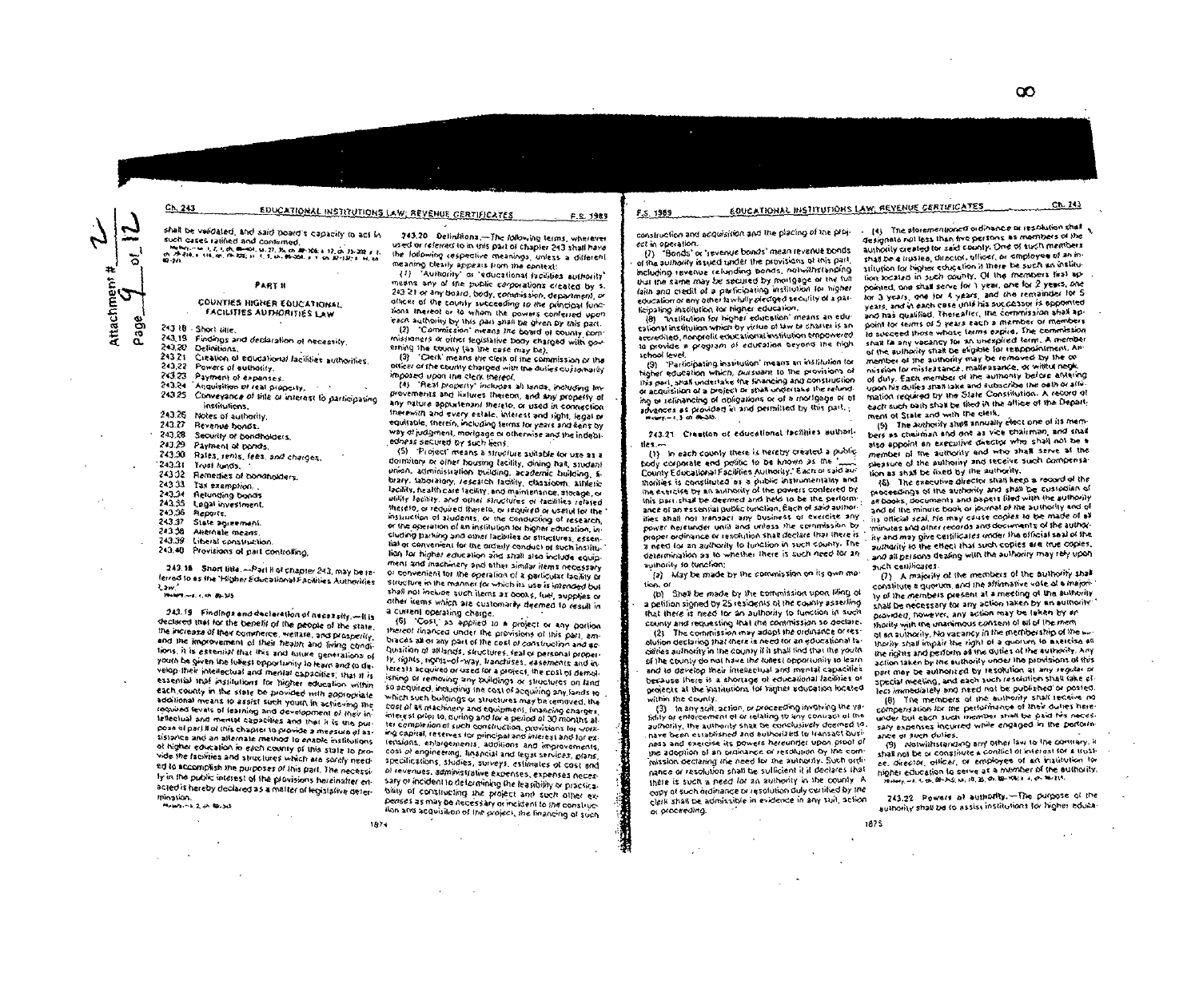shall be validated, and said board's capacity to act in such cases ratified and confirmed.

History.—ss. 1, 2, 3, ch. 69-401; ss. 27, 35, ch. 69-106; s. 12, ch. 75-202; s. 1, ch. 79-218; s. 116, ch. 79-322; ss. 1, 2, ch. 85-2; s. 5, ch. 87-137; s. 94, ch. 89-2

## PART II

### COUNTIES HIGHER EDUCATIONAL FACILITIES AUTHORITIES LAW

- 243.18 Short title.
- 243.19 Findings and declaration of necessity.
- 243.20 Definitions.
- 243.21 Creation of educational facilities authorities.
- 243.22 Powers of authority.
- 243.23 Payment of expenses.
- 243.24 Acquisition of real property.
- 243.25 Conveyance of title or interest to participating institutions.
- 243.26 Notes of authority.
- 243.27 Revenue bonds.
- 243.28 Security of bondholders.
- 243.29 Payment of bonds.
- 243.30 Rates, rents, fees, and charges.
- 243.31 Trust funds.
- 243.32 Remedies of bondholders.
- 243.33 Tax exemption.
- 243.34 Refunding bonds.
- 243.35 Legal investment.
- 243.36 Reports.
- 243.37 State agreement.
- 243.38 Alternate means.
- 243.39 Liberal construction.
- 243.40 Provisions of part controlling.

**243.18 Short title.**—Part II of chapter 243, may be referred to as the "Higher Educational Facilities Authorities Law."

History.—s. 1, ch. 69-345

**243.19 Findings and declaration of necessity.**—It is declared that for the benefit of the people of the state, the increase of their commerce, welfare, and prosperity, and the improvement of their health and living conditions, it is essential that this and future generations of youth be given the fullest opportunity to learn and to develop their intellectual and mental capacities; that it is essential that institutions for higher education within each county in the state be provided with appropriate additional means to assist such youth in achieving the required levels of learning and development of their intellectual and mental capacities and that it is the purpose of part II of this chapter to provide a measure of assistance and an alternate method to enable institutions of higher education in each county of this state to provide the facilities and structures which are sorely needed to accomplish the purposes of this part. The necessity in the public interest of the provisions hereinafter enacted is hereby declared as a matter of legislative determination.

History.—s. 2, ch. 69-345

**243.20 Definitions.**—The following terms, wherever used or referred to in this part of chapter 243 shall have the following respective meanings, unless a different meaning clearly appears from the context:

(1) "Authority" or "educational facilities authority" means any of the public corporations created by s. 243.21 or any board, body, commission, department, or officer of the county succeeding to the principal functions thereof or to whom the powers conferred upon each authority by this part shall be given by this part.

(2) "Commission" means the board of county commissioners or other legislative body charged with governing the county (as the case may be).

(3) "Clerk" means the clerk of the commission or the officer of the county charged with the duties customarily imposed upon the clerk thereof.

(4) "Real property" includes all lands, including improvements and fixtures thereon, and any property of any nature appurtenant thereto, or used in connection therewith and every estate, interest and right, legal or equitable, therein, including terms for years and liens by way of judgment, mortgage or otherwise and the indebtedness secured by such liens.

(5) "Project" means a structure suitable for use as a dormitory or other housing facility, dining hall, student union, administration building, academic building, library, laboratory, research facility, classroom, athletic facility, health care facility, and maintenance, storage, or utility facility, and other structures or facilities related thereto, or required thereto, or required or useful for the instruction of students, or the conducting of research, or the operation of an institution for higher education, including parking and other facilities or structures, essential or convenient for the orderly conduct of such institution for higher education and shall also include equipment and machinery and other similar items necessary or convenient for the operation of a particular facility or structure in the manner for which its use is intended but shall not include such items as books, fuel, supplies or other items which are customarily deemed to result in a current operating charge.

(6) "Cost," as applied to a project or any portion thereof financed under the provisions of this part, embraces all or any part of the cost of construction and acquisition of all lands, structures, real or personal property, rights, rights-of-way, franchises, easements and interests acquired or used for a project, the cost of demolishing or removing any buildings or structures on land so acquired, including the cost of acquiring any lands to which such buildings or structures may be removed, the cost of all machinery and equipment, financing charges, interest prior to, during and for a period of 30 months after completion of such construction, provisions for working capital, reserves for principal and interest and for extensions, enlargements, additions and improvements, cost of engineering, financial and legal services, plans, specifications, studies, surveys, estimates of cost and of revenues, administrative expenses, expenses necessary or incident to determining the feasibility or practicability of constructing the project and such other expenses as may be necessary or incident to the construction and acquisition of the project, the financing of such construction and acquisition and the placing of the project in operation.

(7) "Bonds" or "revenue bonds" mean revenue bonds of the authority issued under the provisions of this part, including revenue refunding bonds, notwithstanding that the same may be secured by mortgage or the full faith and credit of a participating institution for higher education or any other lawfully pledged security of a participating institution for higher education.

(8) "Institution for higher education" means an educational institution which by virtue of law or charter is an accredited, nonprofit educational institution empowered to provide a program of education beyond the high school level.

(9) "Participating institution" means an institution for higher education which, pursuant to the provisions of this part, shall undertake the financing and construction or acquisition of a project or shall undertake the refunding or refinancing of obligations or of a mortgage or of advances as provided in and permitted by this part.

History.—s. 3, ch. 69-345.

**243.21 Creation of educational facilities authorities.**—

(1) In each county there is hereby created a public body corporate and politic to be known as the "\_\_\_\_ County Educational Facilities Authority." Each of said authorities is constituted as a public instrumentality and the exercise by an authority of the powers conferred by this part shall be deemed and held to be the performance of an essential public function. Each of said authorities shall not transact any business or exercise any power hereunder until and unless the commission by proper ordinance or resolution shall declare that there is a need for an authority to function in such county. The determination as to whether there is such need for an authority to function:

(a) May be made by the commission on its own motion, or

(b) Shall be made by the commission upon filing of a petition signed by 25 residents of the county asserting that there is need for an authority to function in such county and requesting that the commission so declare.

(2) The commission may adopt the ordinance or resolution declaring that there is need for an educational facilities authority in the county if it shall find that the youth of the county do not have the fullest opportunity to learn and to develop their intellectual and mental capacities because there is a shortage of educational facilities or projects at the institutions for higher education located within the county.

(3) In any suit, action, or proceeding involving the validity or enforcement of or relating to any contract of the authority, the authority shall be conclusively deemed to have been established and authorized to transact business and exercise its powers hereunder upon proof of the adoption of an ordinance or resolution by the commission declaring the need for the authority. Such ordinance or resolution shall be sufficient if it declares that there is such a need for an authority in the county. A copy of such ordinance or resolution duly certified by the clerk shall be admissible in evidence in any suit, action or proceeding.

(4) The aforementioned ordinance or resolution shall designate not less than five persons as members of the authority created for said county. One of such members shall be a trustee, director, officer, or employee of an institution for higher education if there be such an institution located in such county. Of the members first appointed, one shall serve for 1 year, one for 2 years, one for 3 years, one for 4 years, and the remainder for 5 years, and in each case until his successor is appointed and has qualified. Thereafter, the commission shall appoint for terms of 5 years each a member or members to succeed those whose terms expire. The commission shall fill any vacancy for an unexpired term. A member of the authority shall be eligible for reappointment. Any member of the authority may be removed by the commission for misfeasance, malfeasance, or willful neglect of duty. Each member of the authority before entering upon his duties shall take and subscribe the oath or affirmation required by the State Constitution. A record of each such oath shall be filed in the office of the Department of State and with the clerk.

(5) The authority shall annually elect one of its members as chairman and one as vice chairman, and shall also appoint an executive director who shall not be a member of the authority and who shall serve at the pleasure of the authority and receive such compensation as shall be fixed by the authority.

(6) The executive director shall keep a record of the proceedings of the authority and shall be custodian of all books, documents and papers filed with the authority and of the minute book or journal of the authority and of its official seal. He may cause copies to be made of all minutes and other records and documents of the authority and may give certificates under the official seal of the authority to the effect that such copies are true copies, and all persons dealing with the authority may rely upon such certificates.

(7) A majority of the members of the authority shall constitute a quorum, and the affirmative vote of a majority of the members present at a meeting of the authority shall be necessary for any action taken by an authority; provided, however, any action may be taken by an authority with the unanimous consent of all of the members of an authority. No vacancy in the membership of the authority shall impair the right of a quorum to exercise all the rights and perform all the duties of the authority. Any action taken by the authority under the provisions of this part may be authorized by resolution at any regular or special meeting, and each such resolution shall take effect immediately and need not be published or posted.

(8) The members of the authority shall receive no compensation for the performance of their duties hereunder but each such member shall be paid his necessary expenses incurred while engaged in the performance of such duties.

(9) Notwithstanding any other law to the contrary, it shall not be or constitute a conflict of interest for a trustee, director, officer, or employee of an institution for higher education to serve as a member of the authority.

History.—s. 4, ch. 69-345; ss. 10, 35, ch. 69-106; s. 1, ch. 86-215.

**243.22 Powers of authority.**—The purpose of the authority shall be to assist institutions for higher educa-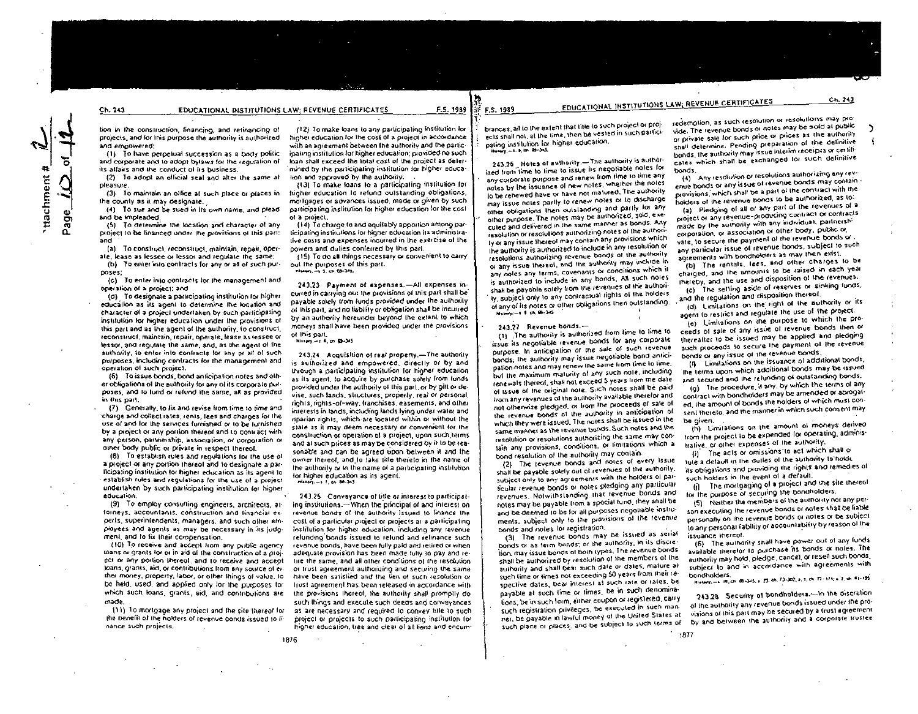tion in the construction, financing, and refinancing of projects, and for this purpose the authority is authorized and empowered:

(1) To have perpetual succession as a body politic and corporate and to adopt bylaws for the regulation of its affairs and the conduct of its business.

(2) To adopt an official seal and alter the same at pleasure.

(3) To maintain an office at such place or places in the county as it may designate.

(4) To sue and be sued in its own name, and plead and be impleaded.

(5) To determine the location and character of any project to be financed under the provisions of this part; and

(a) To construct, reconstruct, maintain, repair, operate, lease as lessee or lessor and regulate the same;

(b) To enter into contracts for any or all of such purposes;

(c) To enter into contracts for the management and operation of a project; and

(d) To designate a participating institution for higher education as its agent to determine the location and character of a project undertaken by such participating institution for higher education under the provisions of this part and as the agent of the authority, to construct, reconstruct, maintain, repair, operate, lease as lessee or lessor, and regulate the same, and, as the agent of the authority, to enter into contracts for any or all of such purposes, including contracts for the management and operation of such project.

(6) To issue bonds, bond anticipation notes and other obligations of the authority for any of its corporate purposes, and to fund or refund the same, all as provided in this part.

(7) Generally, to fix and revise from time to time and charge and collect rates, rents, fees and charges for the use of and for the services furnished or to be furnished by a project or any portion thereof and to contract with any person, partnership, association, or corporation or other body public or private in respect thereof.

(8) To establish rules and regulations for the use of a project or any portion thereof and to designate a participating institution for higher education as its agent to establish rules and regulations for the use of a project undertaken by such participating institution for higher education.

(9) To employ consulting engineers, architects, attorneys, accountants, construction and financial experts, superintendents, managers, and such other employees and agents as may be necessary in its judgment, and to fix their compensation.

(10) To receive and accept from any public agency loans or grants for or in aid of the construction of a project or any portion thereof, and to receive and accept loans, grants, aid, or contributions from any source of either money, property, labor, or other things of value, to be held, used, and applied only for the purposes for which such loans, grants, aid, and contributions are made.

(11) To mortgage any project and the site thereof for the benefit of the holders of revenue bonds issued to finance such projects.

(12) To make loans to any participating institution for higher education for the cost of a project in accordance with an agreement between the authority and the participating institution for higher education; provided no such loan shall exceed the total cost of the project as determined by the participating institution for higher education and approved by the authority.

(13) To make loans to a participating institution for higher education to refund outstanding obligations, mortgages or advances issued, made or given by such participating institution for higher education for the cost of a project.

(14) To charge to and equitably apportion among participating institutions for higher education its administrative costs and expenses incurred in the exercise of the powers and duties conferred by this part.

(15) To do all things necessary or convenient to carry out the purposes of this part.

History.—s. 5, ch. 69-345.

**243.23 Payment of expenses.**—All expenses incurred in carrying out the provisions of this part shall be payable solely from funds provided under the authority of this part, and no liability or obligation shall be incurred by an authority hereunder beyond the extent to which moneys shall have been provided under the provisions of this part.

History.—s. 6, ch. 69-345.

**243.24 Acquisition of real property.**—The authority is authorized and empowered, directly or by and through a participating institution for higher education as its agent, to acquire by purchase solely from funds provided under the authority of this part, or by gift or devise, such lands, structures, property, real or personal, rights, rights-of-way, franchises, easements, and other interests in lands, including lands lying under water and riparian rights, which are located within or without the state as it may deem necessary or convenient for the construction or operation of a project, upon such terms and at such prices as may be considered by it to be reasonable and can be agreed upon between it and the owner thereof, and to take title thereto in the name of the authority or in the name of a participating institution for higher education as its agent.

History.—s. 7, ch. 69-345.

**243.25 Conveyance of title or interest to participating insitutions.**—When the principal of and interest on revenue bonds of the authority issued to finance the cost of a particular project or projects at a participating institution for higher education, including any revenue refunding bonds issued to refund and refinance such revenue bonds, have been fully paid and retired or when adequate provision has been made fully to pay and retire the same, and all other conditions of the resolution or trust agreement authorizing and securing the same have been satisfied and the lien of such resolution or trust agreement has been released in accordance with the provisions thereof, the authority shall promptly do such things and execute such deeds and conveyances as are necessary and required to convey title to such project or projects to such participating institution for higher education, free and clear of all liens and encumbrances, all to the extent that title to such project or projects shall not, at the time, then be vested in such participating institution for higher education.

History.—s. 8, ch. 69-345.

**243.26 Notes of authority.**—The authority is authorized from time to time to issue its negotiable notes for any corporate purpose and renew from time to time any notes by the issuance of new notes, whether the notes to be renewed have or have not matured. The authority may issue notes partly to renew notes or to discharge other obligations then outstanding and partly for any other purpose. The notes may be authorized, sold, executed and delivered in the same manner as bonds. Any resolution or resolutions authorizing notes of the authority or any issue thereof may contain any provisions which the authority is authorized to include in any resolution or resolutions authorizing revenue bonds of the authority or any issue thereof, and the authority may include in any notes any terms, covenants or conditions which it is authorized to include in any bonds. All such notes shall be payable solely from the revenues of the authority, subject only to any contractual rights of the holders of any of its notes or other obligations then outstanding.

History.—s. 9, ch. 69-345.

**243.27 Revenue bonds.**—

(1) The authority is authorized from time to time to issue its negotiable revenue bonds for any corporate purpose. In anticipation of the sale of such revenue bonds, the authority may issue negotiable bond anticipation notes and may renew the same from time to time, but the maximum maturity of any such note, including renewals thereof, shall not exceed 5 years from the date of issue of the original note. Such notes shall be paid from any revenues of the authority available therefor and not otherwise pledged, or from the proceeds of sale of the revenue bonds of the authority in anticipation of which they were issued. The notes shall be issued in the same manner as the revenue bonds. Such notes and the resolution or resolutions authorizing the same may contain any provisions, conditions, or limitations which a bond resolution of the authority may contain.

(2) The revenue bonds and notes of every issue shall be payable solely out of revenues of the authority, subject only to any agreements with the holders of particular revenue bonds or notes pledging any particular revenues. Notwithstanding that revenue bonds and notes may be payable from a special fund, they shall be and be deemed to be for all purposes negotiable instruments, subject only to the provisions of the revenue bonds and notes for registration.

(3) The revenue bonds may be issued as serial bonds or as term bonds; or the authority, in its discretion, may issue bonds of both types. The revenue bonds shall be authorized by resolution of the members of the authority and shall bear such date or dates, mature at such time or times not exceeding 50 years from their respective dates, bear interest at such rate or rates, be payable at such time or times, be in such denominations, be in such form, either coupon or registered, carry such registration privileges, be executed in such manner, be payable in lawful money of the United States at such place or places, and be subject to such terms of redemption, as such resolution or resolutions may provide. The revenue bonds or notes may be sold at public or private sale for such price or prices as the authority shall determine. Pending preparation of the definitive bonds, the authority may issue interim receipts or certificates which shall be exchanged for such definitive bonds.

(4) Any resolution or resolutions authorizing any revenue bonds or any issue of revenue bonds may contain provisions, which shall be a part of the contract with the holders of the revenue bonds to be authorized, as to:

(a) Pledging of all or any part of the revenues of a project or any revenue-producing contract or contracts made by the authority with any individual, partnership, corporation, or association or other body, public or private, to secure the payment of the revenue bonds or any particular issue of revenue bonds, subject to such agreements with bondholders as may then exist.

(b) The rentals, fees, and other charges to be charged, and the amounts to be raised in each year thereby, and the use and disposition of the revenues.

(c) The setting aside of reserves or sinking funds, and the regulation and disposition thereof.

(d) Limitations on the right of the authority or its agent to restrict and regulate the use of the project.

(e) Limitations on the purpose to which the proceeds of sale of any issue of revenue bonds then or thereafter to be issued may be applied and pledging such proceeds to secure the payment of the revenue bonds or any issue of the revenue bonds.

(f) Limitations on the issuance of additional bonds, the terms upon which additional bonds may be issued and secured and the refunding of outstanding bonds.

(g) The procedure, if any, by which the terms of any contract with bondholders may be amended or abrogated, the amount of bonds the holders of which must consent thereto, and the manner in which such consent may be given.

(h) Limitations on the amount of moneys derived from the project to be expended for operating, administrative, or other expenses of the authority.

(i) The acts or omissions to act which shall constitute a default in the duties of the authority to holders of its obligations and providing the rights and remedies of such holders in the event of a default.

(j) The mortgaging of a project and the site thereof for the purpose of securing the bondholders.

(5) Neither the members of the authority nor any person executing the revenue bonds or notes shall be liable personally on the revenue bonds or notes or be subject to any personal liability or accountability by reason of the issuance thereof.

(6) The authority shall have power out of any funds available therefor to purchase its bonds or notes. The authority may hold, pledge, cancel, or resell such bonds, subject to and in accordance with agreements with bondholders.

History.—s. 10, ch. 69-345; s. 23, ch. 73-302; s. 1, ch. 75-171; s. 7, ch. 81-195.

**243.28 Security of bondholders.**—In the discretion of the authority any revenue bonds issued under the provisions of this part may be secured by a trust agreement by and between the authority and a corporate trustee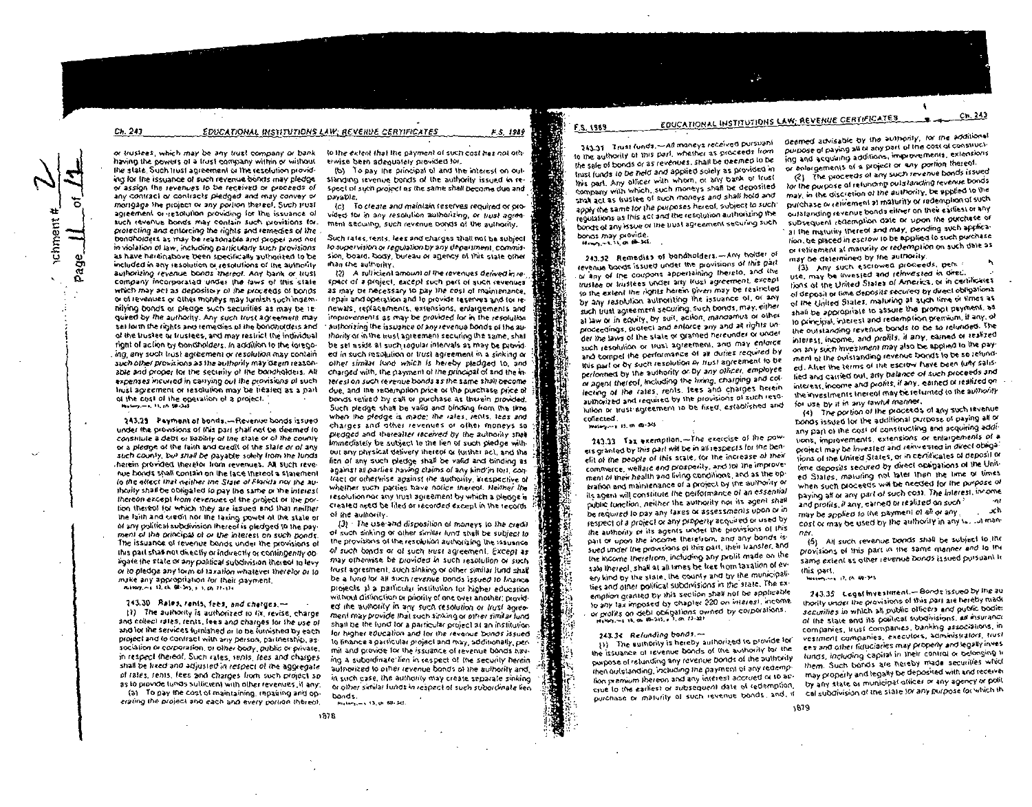or trustees, which may be any trust company or bank having the powers of a trust company within or without the state. Such trust agreement or the resolution providing for the issuance of such revenue bonds may pledge or assign the revenues to be received or proceeds of any contract or contracts pledged and may convey or mortgage the project or any portion thereof. Such trust agreement or resolution providing for the issuance of such revenue bonds may contain such provisions for protecting and enforcing the rights and remedies of the bondholders as may be reasonable and proper and not in violation of law, including particularly such provisions as have hereinabove been specifically authorized to be included in any resolution or resolutions of the authority authorizing revenue bonds thereof. Any bank or trust company incorporated under the laws of this state which may act as depository of the proceeds of bonds or of revenues or other moneys may furnish such indemnifying bonds or pledge such securities as may be required by the authority. Any such trust agreement may set forth the rights and remedies of the bondholders and of the trustee or trustees, and may restrict the individual right of action by bondholders. In addition to the foregoing, any such trust agreement or resolution may contain such other provisions as the authority may deem reasonable and proper for the security of the bondholders. All expenses incurred in carrying out the provisions of such trust agreement or resolution may be treated as a part of the cost of the operation of a project.

History.—s. 11, ch. 69-345.

**243.29 Payment of bonds.**—Revenue bonds issued under the provisions of this part shall not be deemed to constitute a debt or liability of the state or of the county or a pledge of the faith and credit of the state or of any such county, but shall be payable solely from the funds herein provided therefor from revenues. All such revenue bonds shall contain on the face thereof a statement to the effect that neither the State of Florida nor the authority shall be obligated to pay the same or the interest thereon except from revenues of the project or the portion thereof for which they are issued and that neither the faith and credit nor the taxing power of the state or of any political subdivision thereof is pledged to the payment of the principal of or the interest on such bonds. The issuance of revenue bonds under the provisions of this part shall not directly or indirectly or contingently obligate the state or any political subdivision thereof to levy or to pledge any form of taxation whatever therefor or to make any appropriation for their payment.

History.—s. 12, ch. 69-345; s. 1, ch. 77-174.

**243.30 Rates, rents, fees, and charges.**—

(1) The authority is authorized to fix, revise, charge and collect rates, rents, fees and charges for the use of and for the services furnished or to be furnished by each project and to contract with any person, partnership, association or corporation, or other body, public or private, in respect thereof. Such rates, rents, fees and charges shall be fixed and adjusted in respect of the aggregate of rates, rents, fees and charges from such project so as to provide funds sufficient with other revenues, if any:

(a) To pay the cost of maintaining, repairing and operating the project and each and every portion thereof, to the extent that the payment of such cost has not otherwise been adequately provided for.

(b) To pay the principal of and the interest on outstanding revenue bonds of the authority issued in respect of such project as the same shall become due and payable.

(c) To create and maintain reserves required or provided for in any resolution authorizing, or trust agreement securing, such revenue bonds of the authority.

Such rates, rents, fees and charges shall not be subject to supervision or regulation by any department, commission, board, body, bureau or agency of this state other than the authority.

(2) A sufficient amount of the revenues derived in respect of a project, except such part of such revenues as may be necessary to pay the cost of maintenance, repair and operation and to provide reserves and for renewals, replacements, extensions, enlargements and improvements as may be provided for in the resolution authorizing the issuance of any revenue bonds of the authority or in the trust agreement securing the same, shall be set aside at such regular intervals as may be provided in such resolution or trust agreement in a sinking or other similar fund which is hereby pledged to, and charged with, the payment of the principal of and the interest on such revenue bonds as the same shall become due, and the redemption price or the purchase price of bonds retired by call or purchase as therein provided. Such pledge shall be valid and binding from the time when the pledge is made; the rates, rents, fees and charges and other revenues or other moneys so pledged and thereafter received by the authority shall immediately be subject to the lien of such pledge without any physical delivery thereof or further act, and the lien of any such pledge shall be valid and binding as against all parties having claims of any kind in tort, contract or otherwise against the authority, irrespective of whether such parties have notice thereof. Neither the resolution nor any trust agreement by which a pledge is created need be filed or recorded except in the records of the authority.

(3) The use and disposition of moneys to the credit of such sinking or other similar fund shall be subject to the provisions of the resolution authorizing the issuance of such bonds or of such trust agreement. Except as may otherwise be provided in such resolution or such trust agreement, such sinking or other similar fund shall be a fund for all such revenue bonds issued to finance projects at a particular institution for higher education without distinction or priority of one over another; provided the authority in any such resolution or trust agreement may provide that such sinking or other similar fund shall be the fund for a particular project at an institution for higher education and for the revenue bonds issued to finance a particular project and may, additionally, permit and provide for the issuance of revenue bonds having a subordinate lien in respect of the security herein authorized to other revenue bonds of the authority and, in such case, the authority may create separate sinking or other similar funds in respect of such subordinate lien bonds.

History.—s. 13, ch. 69-345.

**243.31 Trust funds.**—All moneys received pursuant to the authority of this part, whether as proceeds from the sale of bonds or as revenues, shall be deemed to be trust funds to be held and applied solely as provided in this part. Any officer with whom, or any bank or trust company with which, such moneys shall be deposited shall act as trustee of such moneys and shall hold and apply the same for the purposes hereof, subject to such regulations as this act and the resolution authorizing the bonds of any issue or the trust agreement securing such bonds may provide.

History.—s. 14, ch. 69-345.

**243.32 Remedies of bondholders.**—Any holder of revenue bonds issued under the provisions of this part or any of the coupons appertaining thereto, and the trustee or trustees under any trust agreement, except to the extent the rights herein given may be restricted by any resolution authorizing the issuance of, or any such trust agreement securing, such bonds, may, either at law or in equity, by suit, action, mandamus or other proceedings, protect and enforce any and all rights under the laws of the state or granted hereunder or under such resolution or trust agreement, and may enforce and compel the performance of all duties required by this part or by such resolution or trust agreement to be performed by the authority or by any officer, employee or agent thereof, including the fixing, charging and collecting of the rates, rents, fees and charges herein authorized and required by the provisions of such resolution or trust agreement to be fixed, established and collected.

History.—s. 15, ch. 69-345.

**243.33 Tax exemption.**—The exercise of the powers granted by this part will be in all respects for the benefit of the people of this state, for the increase of their commerce, welfare and prosperity, and for the improvement of their health and living conditions, and as the operation and maintenance of a project by the authority or its agent will constitute the performance of an essential public function, neither the authority nor its agent shall be required to pay any taxes or assessments upon or in respect of a project or any property acquired or used by the authority or its agents under the provisions of this part or upon the income therefrom, and any bonds issued under the provisions of this part, their transfer, and the income therefrom, including any profit made on the sale thereof, shall at all times be free from taxation of every kind by the state, the county and by the municipalities and other political subdivisions in the state. The exemption granted by this section shall not be applicable to any tax imposed by chapter 220 on interest, income, or profits on debt obligations owned by corporations.

History.—s. 16, ch. 69-345; s. 3, ch. 71-287.

**243.34 Refunding bonds.**—

(1) The authority is hereby authorized to provide for the issuance of revenue bonds of the authority for the purpose of refunding any revenue bonds of the authority then outstanding, including the payment of any redemption premium thereon and any interest accrued or to accrue to the earliest or subsequent date of redemption, purchase or maturity of such revenue bonds, and, if deemed advisable by the authority, for the additional purpose of paying all or any part of the cost of constructing and acquiring additions, improvements, extensions or enlargements of a project or any portion thereof.

(2) The proceeds of any such revenue bonds issued for the purpose of refunding outstanding revenue bonds may, in the discretion of the authority, be applied to the purchase or retirement at maturity or redemption of such outstanding revenue bonds either on their earliest or any subsequent redemption date or upon the purchase or at the maturity thereof and may, pending such application, be placed in escrow to be applied to such purchase or retirement at maturity or redemption on such date as may be determined by the authority.

(3) Any such escrowed proceeds, pen... use, may be invested and reinvested in direct... tions of the United States of America, or in certificates of deposit or time deposits secured by direct obligations of the United States, maturing at such time or times as shall be appropriate to assure the prompt payment, as to principal, interest and redemption premium, if any, of the outstanding revenue bonds to be so refunded. The interest, income, and profits, if any, earned or realized on any such investment may also be applied to the payment of the outstanding revenue bonds to be so refunded. After the terms of the escrow have been fully satisfied and carried out, any balance of such proceeds and interest, income and profits, if any, earned or realized on the investments thereof may be returned to the authority for use by it in any lawful manner.

(4) The portion of the proceeds of any such revenue bonds issued for the additional purpose of paying all or any part of the cost of constructing and acquiring additions, improvements, extensions or enlargements of a project may be invested and reinvested in direct obligations of the United States, or in certificates of deposit or time deposits secured by direct obligations of the United States, maturing not later than the time or times when such proceeds will be needed for the purpose of paying all or any part of such cost. The interest, income and profits, if any, earned or realized on such ... may be applied to the payment of all or any ... cost or may be used by the authority in any l... manner.

(5) All such revenue bonds shall be subject to the provisions of this part in the same manner and to the same extent as other revenue bonds issued pursuant to this part.

History.—s. 17, ch. 69-345.

**243.35 Legal investment.**—Bonds issued by the authority under the provisions of this part are hereby made securities in which all public officers and public bodies of the state and its political subdivisions, all insurance companies, trust companies, banking associations, investment companies, executors, administrators, trustees and other fiduciaries may properly and legally invest funds, including capital in their control or belonging to them. Such bonds are hereby made securities which may properly and legally be deposited with and received by any state or municipal officer or any agency or political subdivision of the state for any purpose for which th...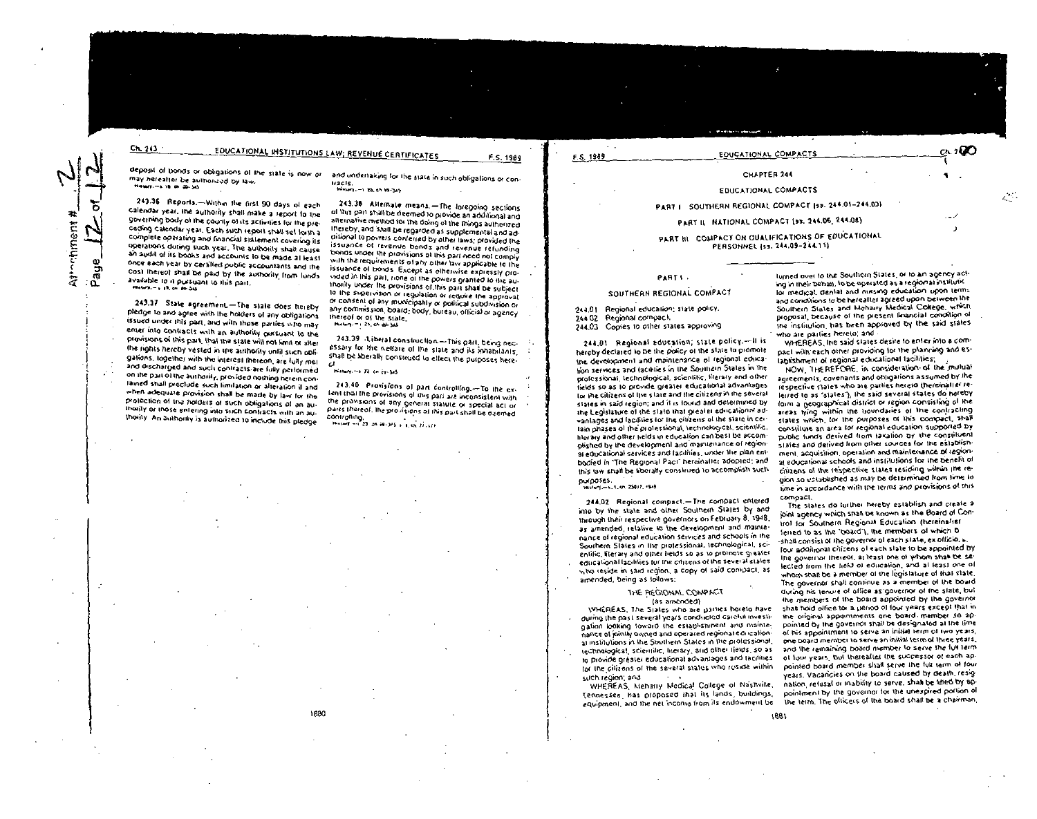deposit of bonds or obligations of the state is now or may hereafter be authorized by law.
History.—s. 18, ch. 69-345.

**243.36 Reports.**—Within the first 90 days of each calendar year, the authority shall make a report to the governing body of the county of its activities for the preceding calendar year. Each such report shall set forth a complete operating and financial statement covering its operations during such year. The authority shall cause an audit of its books and accounts to be made at least once each year by certified public accountants and the cost thereof shall be paid by the authority from funds available to it pursuant to this part.
History.—s. 19, ch. 69-345.

**243.37 State agreement.**—The state does hereby pledge to and agree with the holders of any obligations issued under this part, and with those parties who may enter into contracts with an authority pursuant to the provisions of this part, that the state will not limit or alter the rights hereby vested in the authority until such obligations, together with the interest thereon, are fully met and discharged and such contracts are fully performed on the part of the authority, provided nothing herein contained shall preclude such limitation or alteration if and when adequate provision shall be made by law for the protection of the holders of such obligations of an authority or those entering into such contracts with an authority. An authority is authorized to include this pledge and undertaking for the state in such obligations or contracts.
History.—s. 20, ch. 69-345.

**243.38 Alternate means.**—The foregoing sections of this part shall be deemed to provide an additional and alternative method for the doing of the things authorized thereby, and shall be regarded as supplemental and additional to powers conferred by other laws; provided the issuance of revenue bonds and revenue refunding bonds under the provisions of this part need not comply with the requirements of any other law applicable to the issuance of bonds. Except as otherwise expressly provided in this part, none of the powers granted to the authority under the provisions of this part shall be subject to the supervision or regulation or require the approval or consent of any municipality or political subdivision or any commission, board, body, bureau, official or agency thereof or of the state.
History.—s. 21, ch. 69-345.

**243.39 Liberal construction.**—This part, being necessary for the welfare of the state and its inhabitants, shall be liberally construed to effect the purposes hereof.
History.—s. 22, ch. 69-345.

**243.40 Provisions of part controlling.**—To the extent that the provisions of this part are inconsistent with the provisions of any general statute or special act or parts thereof, the provisions of this part shall be deemed controlling.
History.—s. 23, ch. 69-345; s. 1, ch. 77-117.

# CHAPTER 244

## EDUCATIONAL COMPACTS

PART I SOUTHERN REGIONAL COMPACT (ss. 244.01-244.03)

PART II NATIONAL COMPACT (ss. 244.06, 244.08)

PART III COMPACT ON QUALIFICATIONS OF EDUCATIONAL PERSONNEL (ss. 244.09-244.11)

## PART I

### SOUTHERN REGIONAL COMPACT

244.01 Regional education; state policy.
244.02 Regional compact.
244.03 Copies to other states approving.

**244.01 Regional education; state policy.**—It is hereby declared to be the policy of the state to promote the development and maintenance of regional education services and facilities in the Southern States in the professional, technological, scientific, literary and other fields so as to provide greater educational advantages for the citizens of the state and the citizens in the several states in said region; and it is found and determined by the Legislature of the state that greater educational advantages and facilities for the citizens of the state in certain phases of the professional, technological, scientific, literary and other fields in education can best be accomplished by the development and maintenance of regional educational services and facilities, under the plan embodied in "The Regional Pact" hereinafter adopted; and this law shall be liberally construed to accomplish such purposes.
History.—s. 1, ch. 25017, 1949.

**244.02 Regional compact.**—The compact entered into by the state and other Southern States by and through their respective governors on February 8, 1948, as amended, relative to the development and maintenance of regional education services and schools in the Southern States in the professional, technological, scientific, literary and other fields so as to promote greater educational facilities for the citizens of the several states who reside in said region, a copy of said compact, as amended, being as follows:

THE REGIONAL COMPACT
(as amended)

WHEREAS, The States who are parties hereto have during the past several years conducted careful investigation looking toward the establishment and maintenance of jointly owned and operated regional educational institutions in the Southern States in the professional, technological, scientific, literary, and other fields, so as to provide greater educational advantages and facilities for the citizens of the several states who reside within such region; and

WHEREAS, Meharry Medical College of Nashville, Tennessee, has proposed that its lands, buildings, equipment, and the net income from its endowment be turned over to the Southern States, or to an agency acting in their behalf, to be operated as a regional institution for medical, dental and nursing education upon terms and conditions to be hereafter agreed upon between the Southern States and Meharry Medical College, which proposal, because of the present financial condition of the institution, has been approved by the said states who are parties hereto; and

WHEREAS, the said states desire to enter into a compact with each other providing for the planning and establishment of regional educational facilities;

NOW, THEREFORE, in consideration of the mutual agreements, covenants and obligations assumed by the respective states who are parties hereto (hereinafter referred to as "states"), the said several states do hereby form a geographical district or region consisting of the areas lying within the boundaries of the contracting states which, for the purposes of this compact, shall constitute an area for regional education supported by public funds derived from taxation by the constituent states and derived from other sources for the establishment, acquisition, operation and maintenance of regional educational schools and institutions for the benefit of citizens of the respective states residing within the region so established as may be determined from time to time in accordance with the terms and provisions of this compact.

The states do further hereby establish and create a joint agency which shall be known as the Board of Control for Southern Regional Education (hereinafter referred to as the "board"), the members of which board shall consist of the governor of each state, ex officio, and four additional citizens of each state to be appointed by the governor thereof, at least one of whom shall be selected from the field of education, and at least one of whom shall be a member of the legislature of that state. The governor shall continue as a member of the board during his tenure of office as governor of the state, but the members of the board appointed by the governor shall hold office for a period of four years except that in the original appointments one board member so appointed by the governor shall be designated at the time of his appointment to serve an initial term of two years, one board member to serve an initial term of three years, and the remaining board member to serve the full term of four years, but thereafter the successor of each appointed board member shall serve the full term of four years. Vacancies on the board caused by death, resignation, refusal or inability to serve, shall be filled by appointment by the governor for the unexpired portion of the term. The officers of the board shall be a chairman,